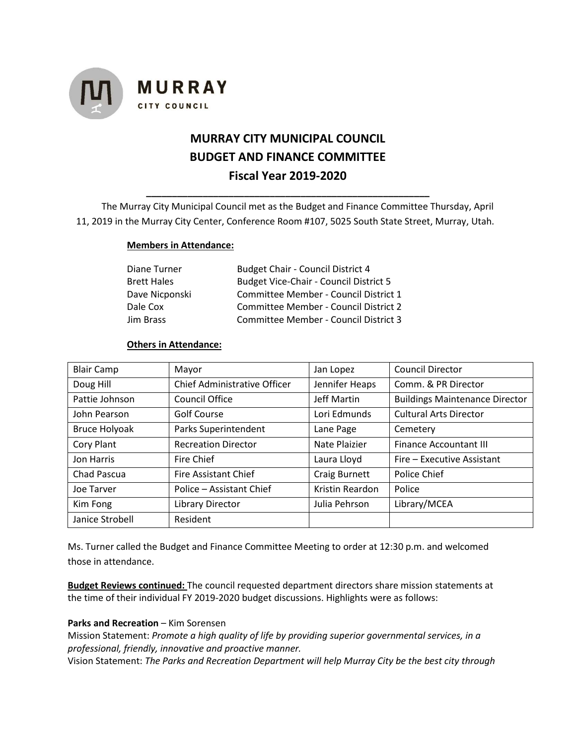**MURRAY**
CITY COUNCIL

# MURRAY CITY MUNICIPAL COUNCIL
# BUDGET AND FINANCE COMMITTEE
# Fiscal Year 2019-2020

The Murray City Municipal Council met as the Budget and Finance Committee Thursday, April 11, 2019 in the Murray City Center, Conference Room #107, 5025 South State Street, Murray, Utah.

**Members in Attendance:**

| | |
|---|---|
| Diane Turner | Budget Chair - Council District 4 |
| Brett Hales | Budget Vice-Chair - Council District 5 |
| Dave Nicponski | Committee Member - Council District 1 |
| Dale Cox | Committee Member - Council District 2 |
| Jim Brass | Committee Member - Council District 3 |

**Others in Attendance:**

| | | | |
|---|---|---|---|
| Blair Camp | Mayor | Jan Lopez | Council Director |
| Doug Hill | Chief Administrative Officer | Jennifer Heaps | Comm. & PR Director |
| Pattie Johnson | Council Office | Jeff Martin | Buildings Maintenance Director |
| John Pearson | Golf Course | Lori Edmunds | Cultural Arts Director |
| Bruce Holyoak | Parks Superintendent | Lane Page | Cemetery |
| Cory Plant | Recreation Director | Nate Plaizier | Finance Accountant III |
| Jon Harris | Fire Chief | Laura Lloyd | Fire – Executive Assistant |
| Chad Pascua | Fire Assistant Chief | Craig Burnett | Police Chief |
| Joe Tarver | Police – Assistant Chief | Kristin Reardon | Police |
| Kim Fong | Library Director | Julia Pehrson | Library/MCEA |
| Janice Strobell | Resident | | |

Ms. Turner called the Budget and Finance Committee Meeting to order at 12:30 p.m. and welcomed those in attendance.

**Budget Reviews continued:** The council requested department directors share mission statements at the time of their individual FY 2019-2020 budget discussions. Highlights were as follows:

**Parks and Recreation** – Kim Sorensen
Mission Statement: *Promote a high quality of life by providing superior governmental services, in a professional, friendly, innovative and proactive manner.*
Vision Statement: *The Parks and Recreation Department will help Murray City be the best city through*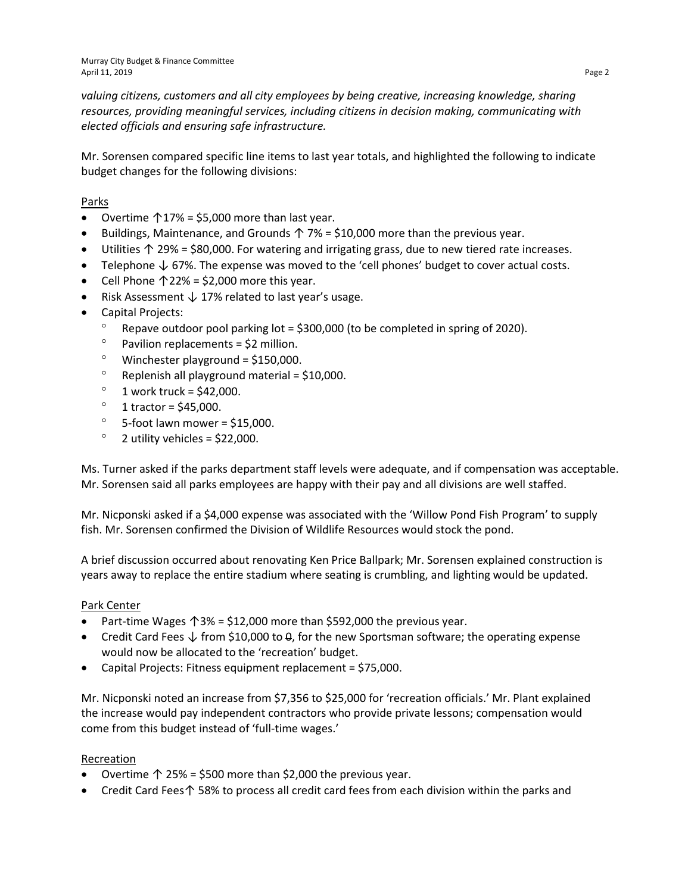*valuing citizens, customers and all city employees by being creative, increasing knowledge, sharing resources, providing meaningful services, including citizens in decision making, communicating with elected officials and ensuring safe infrastructure.*

Mr. Sorensen compared specific line items to last year totals, and highlighted the following to indicate budget changes for the following divisions:

Parks

- Overtime ↑17% = $5,000 more than last year.
- Buildings, Maintenance, and Grounds ↑ 7% = $10,000 more than the previous year.
- Utilities ↑ 29% = $80,000. For watering and irrigating grass, due to new tiered rate increases.
- Telephone ↓ 67%. The expense was moved to the 'cell phones' budget to cover actual costs.
- Cell Phone ↑22% = $2,000 more this year.
- Risk Assessment ↓ 17% related to last year's usage.
- Capital Projects:
  - Repave outdoor pool parking lot = $300,000 (to be completed in spring of 2020).
  - Pavilion replacements = $2 million.
  - Winchester playground = $150,000.
  - Replenish all playground material = $10,000.
  - 1 work truck = $42,000.
  - 1 tractor = $45,000.
  - 5-foot lawn mower = $15,000.
  - 2 utility vehicles = $22,000.

Ms. Turner asked if the parks department staff levels were adequate, and if compensation was acceptable. Mr. Sorensen said all parks employees are happy with their pay and all divisions are well staffed.

Mr. Nicponski asked if a $4,000 expense was associated with the 'Willow Pond Fish Program' to supply fish. Mr. Sorensen confirmed the Division of Wildlife Resources would stock the pond.

A brief discussion occurred about renovating Ken Price Ballpark; Mr. Sorensen explained construction is years away to replace the entire stadium where seating is crumbling, and lighting would be updated.

Park Center

- Part-time Wages ↑3% = $12,000 more than $592,000 the previous year.
- Credit Card Fees ↓ from $10,000 to 0, for the new Sportsman software; the operating expense would now be allocated to the 'recreation' budget.
- Capital Projects: Fitness equipment replacement = $75,000.

Mr. Nicponski noted an increase from $7,356 to $25,000 for 'recreation officials.' Mr. Plant explained the increase would pay independent contractors who provide private lessons; compensation would come from this budget instead of 'full-time wages.'

Recreation

- Overtime ↑ 25% = $500 more than $2,000 the previous year.
- Credit Card Fees↑ 58% to process all credit card fees from each division within the parks and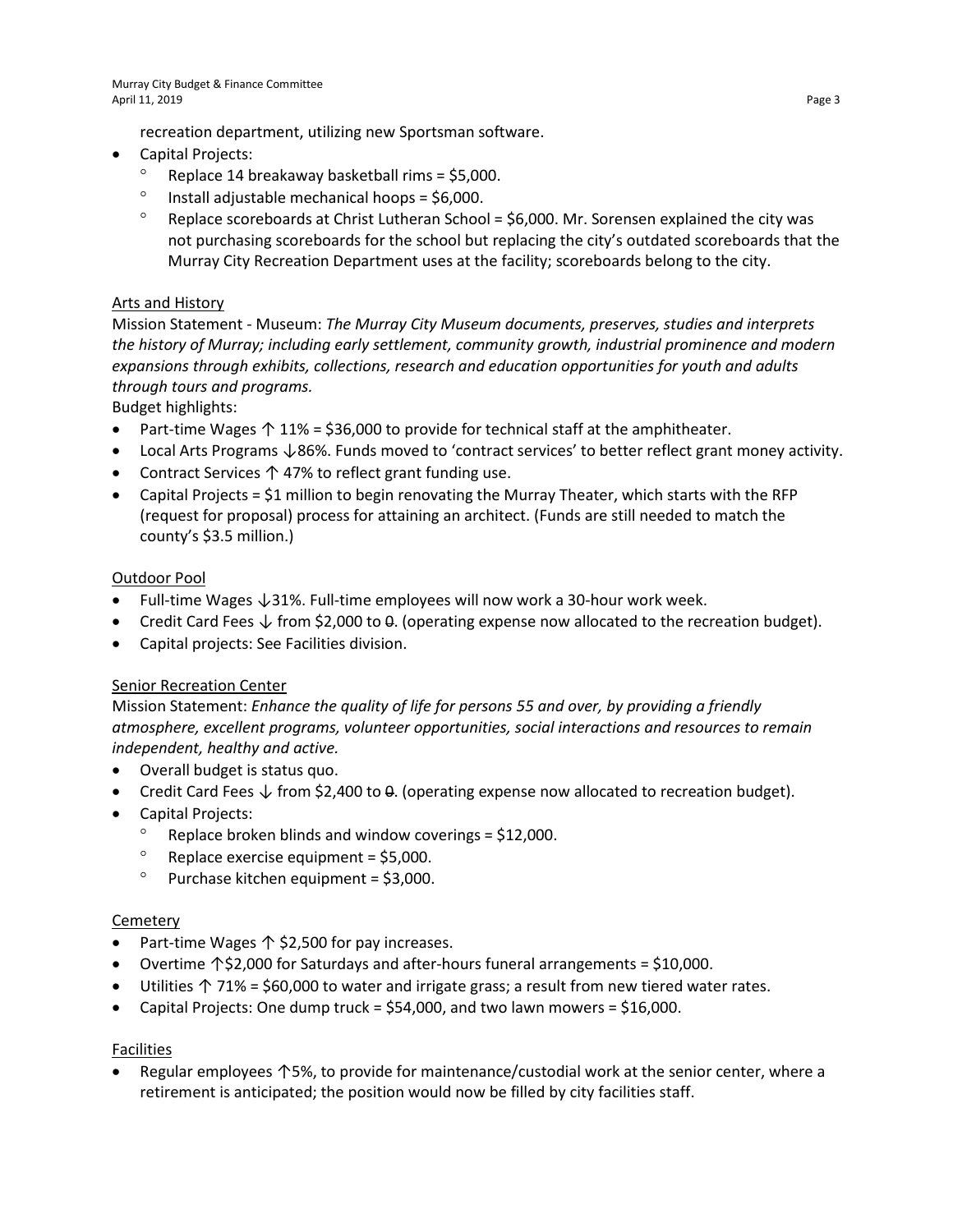recreation department, utilizing new Sportsman software.

- Capital Projects:
    - Replace 14 breakaway basketball rims = $5,000.
    - Install adjustable mechanical hoops = $6,000.
    - Replace scoreboards at Christ Lutheran School = $6,000. Mr. Sorensen explained the city was not purchasing scoreboards for the school but replacing the city's outdated scoreboards that the Murray City Recreation Department uses at the facility; scoreboards belong to the city.

<u>Arts and History</u>

Mission Statement - Museum: *The Murray City Museum documents, preserves, studies and interprets the history of Murray; including early settlement, community growth, industrial prominence and modern expansions through exhibits, collections, research and education opportunities for youth and adults through tours and programs.*

Budget highlights:

- Part-time Wages ↑ 11% = $36,000 to provide for technical staff at the amphitheater.
- Local Arts Programs ↓86%. Funds moved to 'contract services' to better reflect grant money activity.
- Contract Services ↑ 47% to reflect grant funding use.
- Capital Projects = $1 million to begin renovating the Murray Theater, which starts with the RFP (request for proposal) process for attaining an architect. (Funds are still needed to match the county's $3.5 million.)

<u>Outdoor Pool</u>

- Full-time Wages ↓31%. Full-time employees will now work a 30-hour work week.
- Credit Card Fees ↓ from $2,000 to ~~0~~. (operating expense now allocated to the recreation budget).
- Capital projects: See Facilities division.

<u>Senior Recreation Center</u>

Mission Statement: *Enhance the quality of life for persons 55 and over, by providing a friendly atmosphere, excellent programs, volunteer opportunities, social interactions and resources to remain independent, healthy and active.*

- Overall budget is status quo.
- Credit Card Fees ↓ from $2,400 to ~~0~~. (operating expense now allocated to recreation budget).
- Capital Projects:
    - Replace broken blinds and window coverings = $12,000.
    - Replace exercise equipment = $5,000.
    - Purchase kitchen equipment = $3,000.

<u>Cemetery</u>

- Part-time Wages ↑ $2,500 for pay increases.
- Overtime ↑$2,000 for Saturdays and after-hours funeral arrangements = $10,000.
- Utilities ↑ 71% = $60,000 to water and irrigate grass; a result from new tiered water rates.
- Capital Projects: One dump truck = $54,000, and two lawn mowers = $16,000.

<u>Facilities</u>

- Regular employees ↑5%, to provide for maintenance/custodial work at the senior center, where a retirement is anticipated; the position would now be filled by city facilities staff.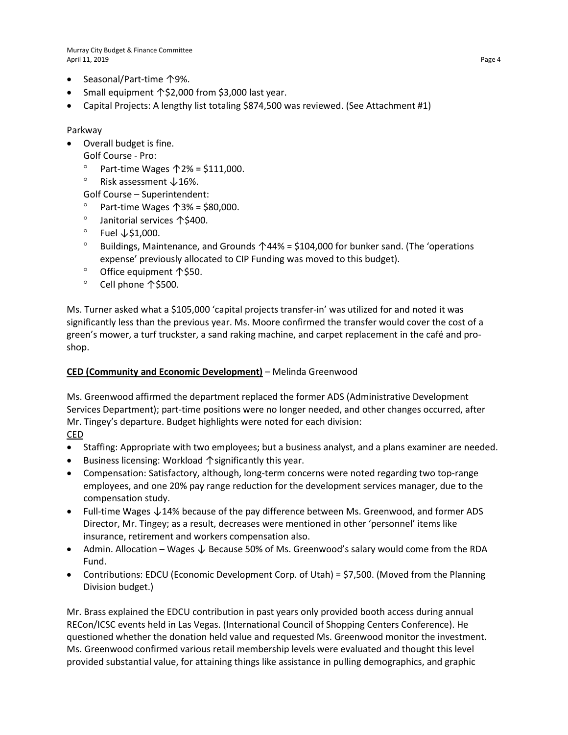- Seasonal/Part-time ↑9%.
- Small equipment ↑$2,000 from $3,000 last year.
- Capital Projects: A lengthy list totaling $874,500 was reviewed. (See Attachment #1)

<u>Parkway</u>

- Overall budget is fine.

  Golf Course - Pro:
  - Part-time Wages ↑2% = $111,000.
  - Risk assessment ↓16%.

  Golf Course – Superintendent:
  - Part-time Wages ↑3% = $80,000.
  - Janitorial services ↑$400.
  - Fuel ↓$1,000.
  - Buildings, Maintenance, and Grounds ↑44% = $104,000 for bunker sand. (The 'operations expense' previously allocated to CIP Funding was moved to this budget).
  - Office equipment ↑$50.
  - Cell phone ↑$500.

Ms. Turner asked what a $105,000 'capital projects transfer-in' was utilized for and noted it was significantly less than the previous year. Ms. Moore confirmed the transfer would cover the cost of a green's mower, a turf truckster, a sand raking machine, and carpet replacement in the café and pro-shop.

**<u>CED (Community and Economic Development)</u>** – Melinda Greenwood

Ms. Greenwood affirmed the department replaced the former ADS (Administrative Development Services Department); part-time positions were no longer needed, and other changes occurred, after Mr. Tingey's departure. Budget highlights were noted for each division:

<u>CED</u>

- Staffing: Appropriate with two employees; but a business analyst, and a plans examiner are needed.
- Business licensing: Workload ↑significantly this year.
- Compensation: Satisfactory, although, long-term concerns were noted regarding two top-range employees, and one 20% pay range reduction for the development services manager, due to the compensation study.
- Full-time Wages ↓14% because of the pay difference between Ms. Greenwood, and former ADS Director, Mr. Tingey; as a result, decreases were mentioned in other 'personnel' items like insurance, retirement and workers compensation also.
- Admin. Allocation – Wages ↓ Because 50% of Ms. Greenwood's salary would come from the RDA Fund.
- Contributions: EDCU (Economic Development Corp. of Utah) = $7,500. (Moved from the Planning Division budget.)

Mr. Brass explained the EDCU contribution in past years only provided booth access during annual RECon/ICSC events held in Las Vegas. (International Council of Shopping Centers Conference). He questioned whether the donation held value and requested Ms. Greenwood monitor the investment. Ms. Greenwood confirmed various retail membership levels were evaluated and thought this level provided substantial value, for attaining things like assistance in pulling demographics, and graphic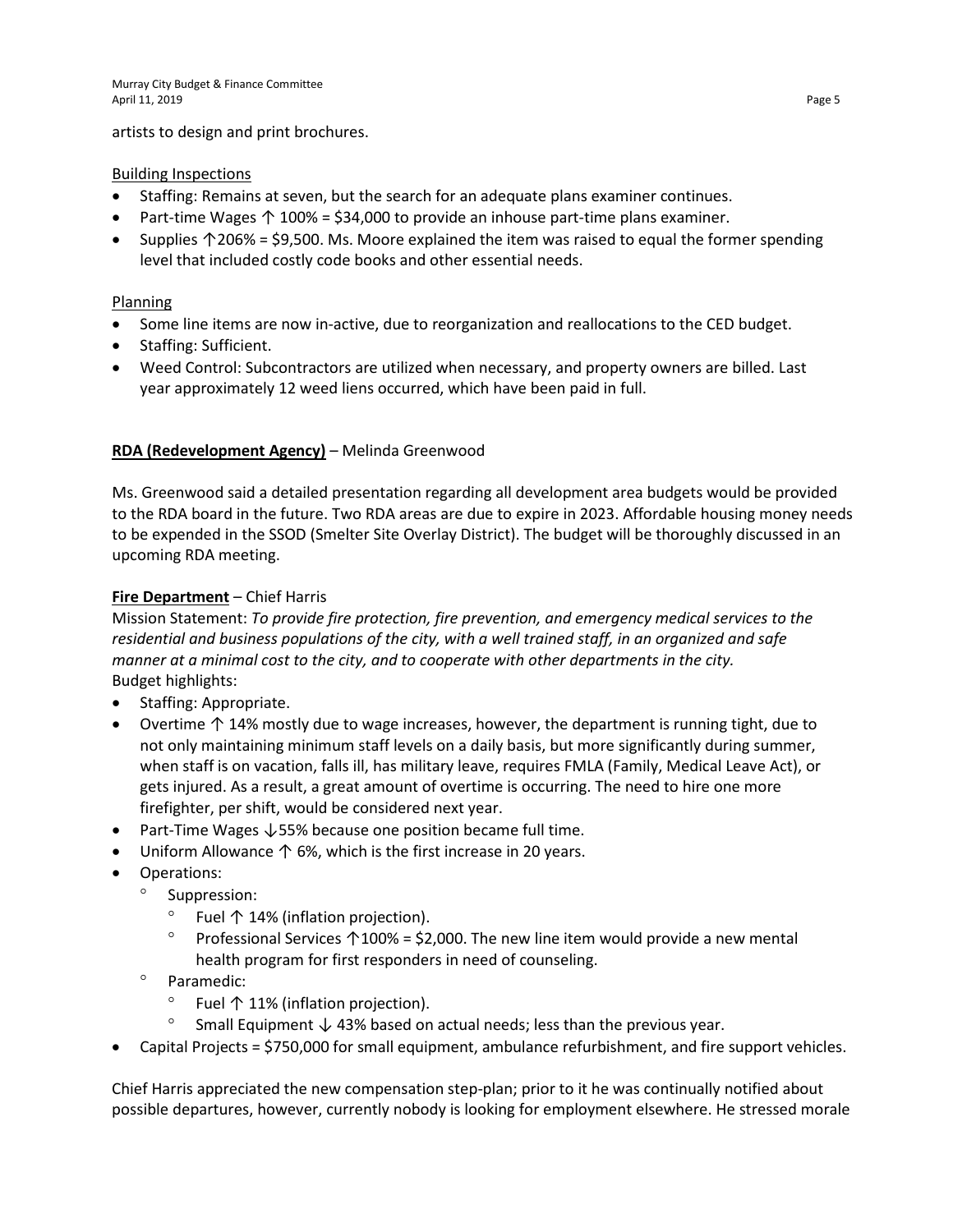artists to design and print brochures.

Building Inspections

- Staffing: Remains at seven, but the search for an adequate plans examiner continues.
- Part-time Wages ↑ 100% = $34,000 to provide an inhouse part-time plans examiner.
- Supplies ↑206% = $9,500. Ms. Moore explained the item was raised to equal the former spending level that included costly code books and other essential needs.

Planning

- Some line items are now in-active, due to reorganization and reallocations to the CED budget.
- Staffing: Sufficient.
- Weed Control: Subcontractors are utilized when necessary, and property owners are billed. Last year approximately 12 weed liens occurred, which have been paid in full.

**RDA (Redevelopment Agency)** – Melinda Greenwood

Ms. Greenwood said a detailed presentation regarding all development area budgets would be provided to the RDA board in the future. Two RDA areas are due to expire in 2023. Affordable housing money needs to be expended in the SSOD (Smelter Site Overlay District). The budget will be thoroughly discussed in an upcoming RDA meeting.

**Fire Department** – Chief Harris

Mission Statement: *To provide fire protection, fire prevention, and emergency medical services to the residential and business populations of the city, with a well trained staff, in an organized and safe manner at a minimal cost to the city, and to cooperate with other departments in the city.*

Budget highlights:

- Staffing: Appropriate.
- Overtime ↑ 14% mostly due to wage increases, however, the department is running tight, due to not only maintaining minimum staff levels on a daily basis, but more significantly during summer, when staff is on vacation, falls ill, has military leave, requires FMLA (Family, Medical Leave Act), or gets injured. As a result, a great amount of overtime is occurring. The need to hire one more firefighter, per shift, would be considered next year.
- Part-Time Wages ↓55% because one position became full time.
- Uniform Allowance ↑ 6%, which is the first increase in 20 years.
- Operations:
  - Suppression:
    - Fuel ↑ 14% (inflation projection).
    - Professional Services ↑100% = $2,000. The new line item would provide a new mental health program for first responders in need of counseling.
  - Paramedic:
    - Fuel ↑ 11% (inflation projection).
    - Small Equipment ↓ 43% based on actual needs; less than the previous year.
- Capital Projects = $750,000 for small equipment, ambulance refurbishment, and fire support vehicles.

Chief Harris appreciated the new compensation step-plan; prior to it he was continually notified about possible departures, however, currently nobody is looking for employment elsewhere. He stressed morale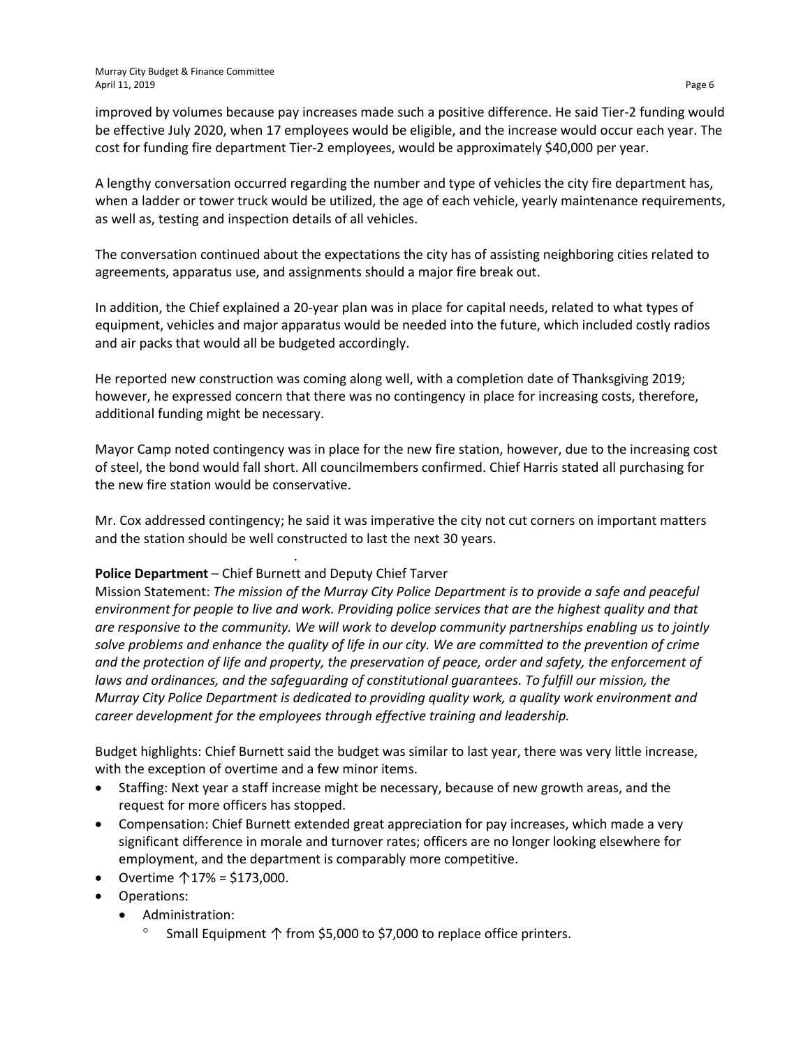improved by volumes because pay increases made such a positive difference. He said Tier-2 funding would be effective July 2020, when 17 employees would be eligible, and the increase would occur each year. The cost for funding fire department Tier-2 employees, would be approximately $40,000 per year.

A lengthy conversation occurred regarding the number and type of vehicles the city fire department has, when a ladder or tower truck would be utilized, the age of each vehicle, yearly maintenance requirements, as well as, testing and inspection details of all vehicles.

The conversation continued about the expectations the city has of assisting neighboring cities related to agreements, apparatus use, and assignments should a major fire break out.

In addition, the Chief explained a 20-year plan was in place for capital needs, related to what types of equipment, vehicles and major apparatus would be needed into the future, which included costly radios and air packs that would all be budgeted accordingly.

He reported new construction was coming along well, with a completion date of Thanksgiving 2019; however, he expressed concern that there was no contingency in place for increasing costs, therefore, additional funding might be necessary.

Mayor Camp noted contingency was in place for the new fire station, however, due to the increasing cost of steel, the bond would fall short. All councilmembers confirmed. Chief Harris stated all purchasing for the new fire station would be conservative.

Mr. Cox addressed contingency; he said it was imperative the city not cut corners on important matters and the station should be well constructed to last the next 30 years.

**Police Department** – Chief Burnett and Deputy Chief Tarver

Mission Statement: *The mission of the Murray City Police Department is to provide a safe and peaceful environment for people to live and work. Providing police services that are the highest quality and that are responsive to the community. We will work to develop community partnerships enabling us to jointly solve problems and enhance the quality of life in our city. We are committed to the prevention of crime and the protection of life and property, the preservation of peace, order and safety, the enforcement of laws and ordinances, and the safeguarding of constitutional guarantees. To fulfill our mission, the Murray City Police Department is dedicated to providing quality work, a quality work environment and career development for the employees through effective training and leadership.*

Budget highlights: Chief Burnett said the budget was similar to last year, there was very little increase, with the exception of overtime and a few minor items.

- Staffing: Next year a staff increase might be necessary, because of new growth areas, and the request for more officers has stopped.
- Compensation: Chief Burnett extended great appreciation for pay increases, which made a very significant difference in morale and turnover rates; officers are no longer looking elsewhere for employment, and the department is comparably more competitive.
- Overtime ↑17% = $173,000.
- Operations:
  - Administration:
    - Small Equipment ↑ from $5,000 to $7,000 to replace office printers.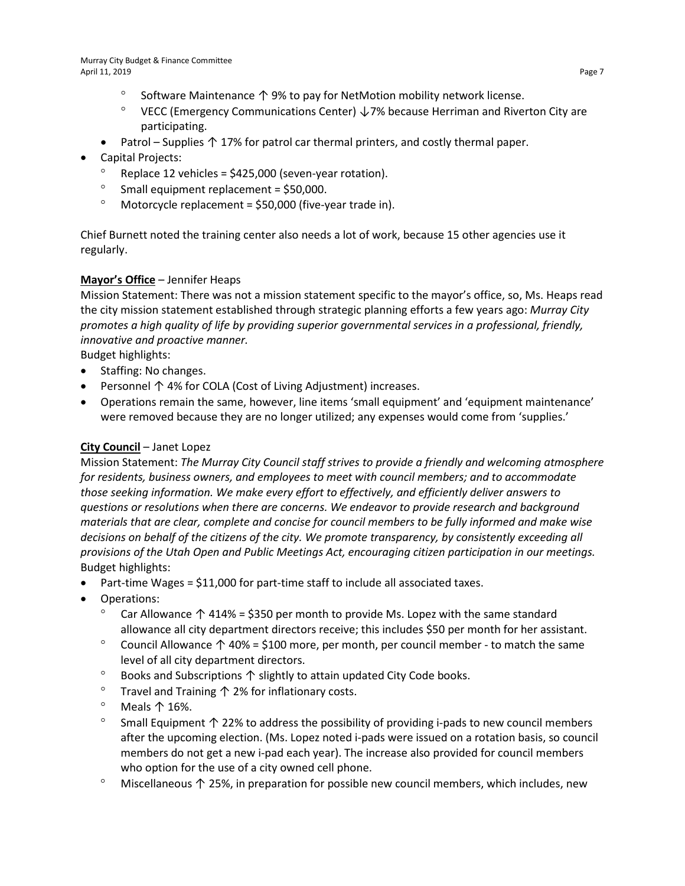- Software Maintenance ↑ 9% to pay for NetMotion mobility network license.
  - VECC (Emergency Communications Center) ↓7% because Herriman and Riverton City are participating.
- Patrol – Supplies ↑ 17% for patrol car thermal printers, and costly thermal paper.
- Capital Projects:
  - Replace 12 vehicles = $425,000 (seven-year rotation).
  - Small equipment replacement = $50,000.
  - Motorcycle replacement = $50,000 (five-year trade in).

Chief Burnett noted the training center also needs a lot of work, because 15 other agencies use it regularly.

**Mayor's Office** – Jennifer Heaps

Mission Statement: There was not a mission statement specific to the mayor's office, so, Ms. Heaps read the city mission statement established through strategic planning efforts a few years ago: *Murray City promotes a high quality of life by providing superior governmental services in a professional, friendly, innovative and proactive manner.*

Budget highlights:

- Staffing: No changes.
- Personnel ↑ 4% for COLA (Cost of Living Adjustment) increases.
- Operations remain the same, however, line items 'small equipment' and 'equipment maintenance' were removed because they are no longer utilized; any expenses would come from 'supplies.'

**City Council** – Janet Lopez

Mission Statement: *The Murray City Council staff strives to provide a friendly and welcoming atmosphere for residents, business owners, and employees to meet with council members; and to accommodate those seeking information. We make every effort to effectively, and efficiently deliver answers to questions or resolutions when there are concerns. We endeavor to provide research and background materials that are clear, complete and concise for council members to be fully informed and make wise decisions on behalf of the citizens of the city. We promote transparency, by consistently exceeding all provisions of the Utah Open and Public Meetings Act, encouraging citizen participation in our meetings.*

Budget highlights:

- Part-time Wages = $11,000 for part-time staff to include all associated taxes.
- Operations:
  - Car Allowance ↑ 414% = $350 per month to provide Ms. Lopez with the same standard allowance all city department directors receive; this includes $50 per month for her assistant.
  - Council Allowance ↑ 40% = $100 more, per month, per council member - to match the same level of all city department directors.
  - Books and Subscriptions ↑ slightly to attain updated City Code books.
  - Travel and Training ↑ 2% for inflationary costs.
  - Meals ↑ 16%.
  - Small Equipment ↑ 22% to address the possibility of providing i-pads to new council members after the upcoming election. (Ms. Lopez noted i-pads were issued on a rotation basis, so council members do not get a new i-pad each year). The increase also provided for council members who option for the use of a city owned cell phone.
  - Miscellaneous ↑ 25%, in preparation for possible new council members, which includes, new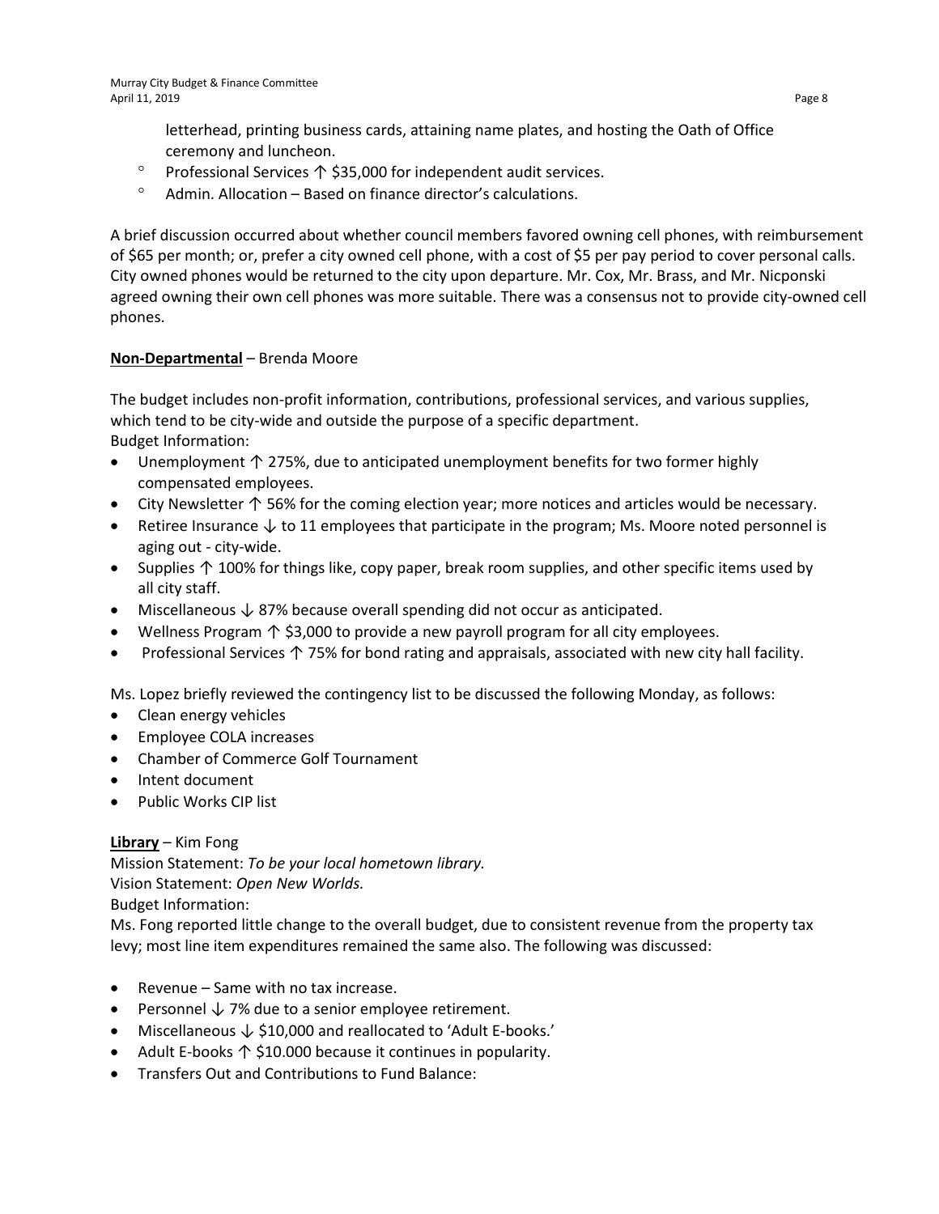letterhead, printing business cards, attaining name plates, and hosting the Oath of Office ceremony and luncheon.

- Professional Services ↑ $35,000 for independent audit services.
- Admin. Allocation – Based on finance director's calculations.

A brief discussion occurred about whether council members favored owning cell phones, with reimbursement of $65 per month; or, prefer a city owned cell phone, with a cost of $5 per pay period to cover personal calls. City owned phones would be returned to the city upon departure. Mr. Cox, Mr. Brass, and Mr. Nicponski agreed owning their own cell phones was more suitable. There was a consensus not to provide city-owned cell phones.

**Non-Departmental** – Brenda Moore

The budget includes non-profit information, contributions, professional services, and various supplies, which tend to be city-wide and outside the purpose of a specific department.
Budget Information:

- Unemployment ↑ 275%, due to anticipated unemployment benefits for two former highly compensated employees.
- City Newsletter ↑ 56% for the coming election year; more notices and articles would be necessary.
- Retiree Insurance ↓ to 11 employees that participate in the program; Ms. Moore noted personnel is aging out - city-wide.
- Supplies ↑ 100% for things like, copy paper, break room supplies, and other specific items used by all city staff.
- Miscellaneous ↓ 87% because overall spending did not occur as anticipated.
- Wellness Program ↑ $3,000 to provide a new payroll program for all city employees.
- Professional Services ↑ 75% for bond rating and appraisals, associated with new city hall facility.

Ms. Lopez briefly reviewed the contingency list to be discussed the following Monday, as follows:

- Clean energy vehicles
- Employee COLA increases
- Chamber of Commerce Golf Tournament
- Intent document
- Public Works CIP list

**Library** – Kim Fong
Mission Statement: *To be your local hometown library.*
Vision Statement: *Open New Worlds.*
Budget Information:
Ms. Fong reported little change to the overall budget, due to consistent revenue from the property tax levy; most line item expenditures remained the same also. The following was discussed:

- Revenue – Same with no tax increase.
- Personnel ↓ 7% due to a senior employee retirement.
- Miscellaneous ↓ $10,000 and reallocated to 'Adult E-books.'
- Adult E-books ↑ $10.000 because it continues in popularity.
- Transfers Out and Contributions to Fund Balance: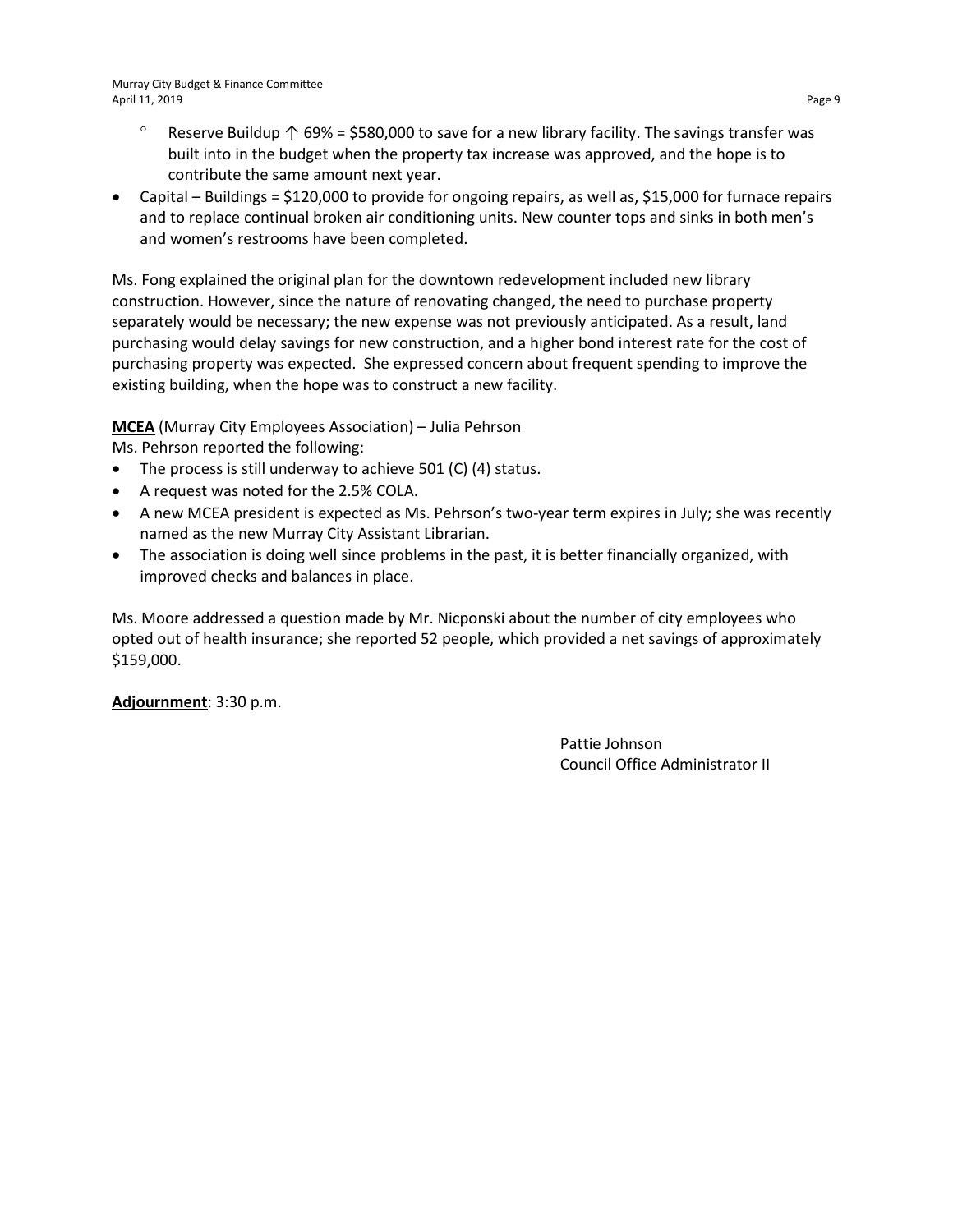- Reserve Buildup ↑ 69% = $580,000 to save for a new library facility. The savings transfer was built into in the budget when the property tax increase was approved, and the hope is to contribute the same amount next year.
- Capital – Buildings = $120,000 to provide for ongoing repairs, as well as, $15,000 for furnace repairs and to replace continual broken air conditioning units. New counter tops and sinks in both men's and women's restrooms have been completed.

Ms. Fong explained the original plan for the downtown redevelopment included new library construction. However, since the nature of renovating changed, the need to purchase property separately would be necessary; the new expense was not previously anticipated. As a result, land purchasing would delay savings for new construction, and a higher bond interest rate for the cost of purchasing property was expected. She expressed concern about frequent spending to improve the existing building, when the hope was to construct a new facility.

**<u>MCEA</u>** (Murray City Employees Association) – Julia Pehrson

Ms. Pehrson reported the following:

- The process is still underway to achieve 501 (C) (4) status.
- A request was noted for the 2.5% COLA.
- A new MCEA president is expected as Ms. Pehrson's two-year term expires in July; she was recently named as the new Murray City Assistant Librarian.
- The association is doing well since problems in the past, it is better financially organized, with improved checks and balances in place.

Ms. Moore addressed a question made by Mr. Nicponski about the number of city employees who opted out of health insurance; she reported 52 people, which provided a net savings of approximately $159,000.

**<u>Adjournment</u>**: 3:30 p.m.

Pattie Johnson
Council Office Administrator II